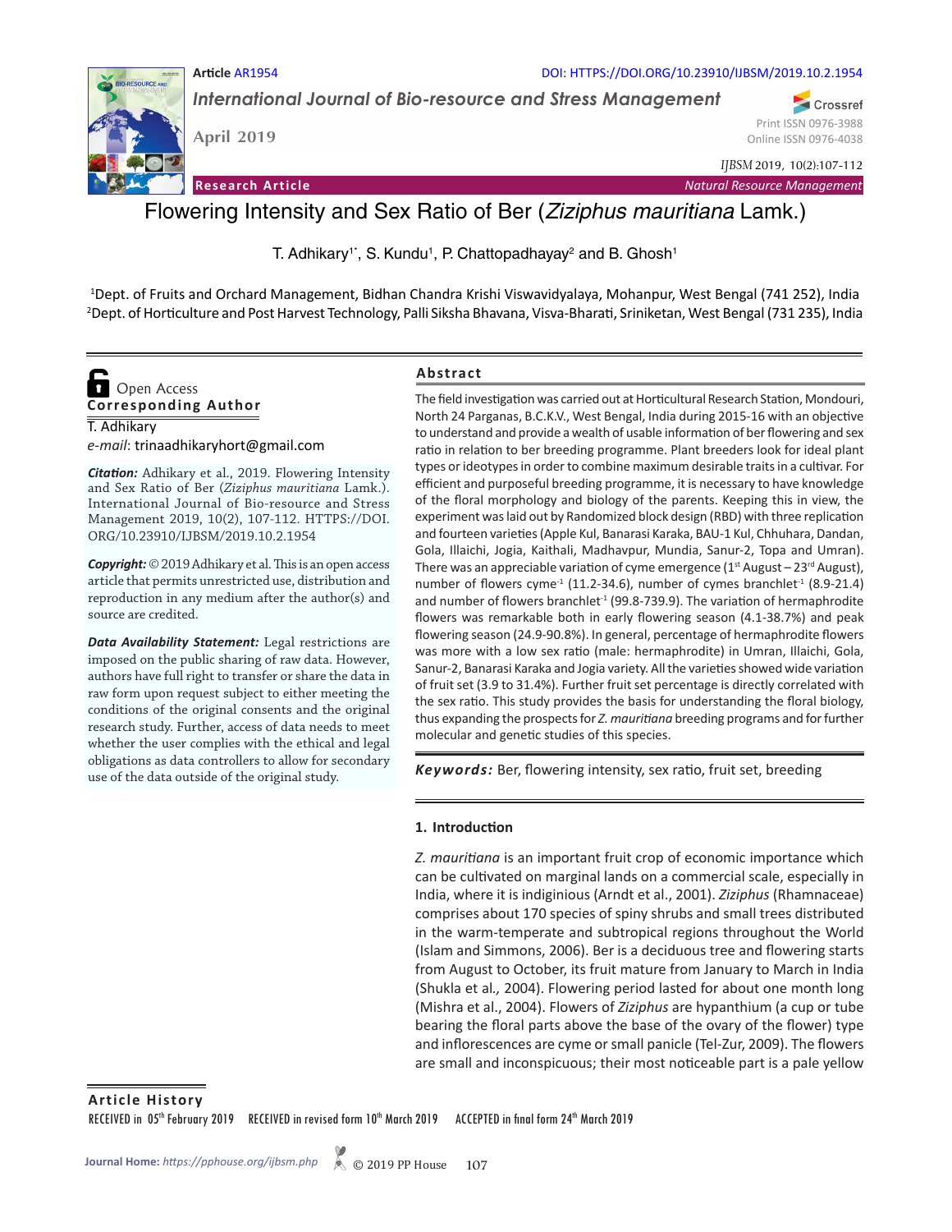Article AR1954

DOI: HTTPS://DOI.ORG/10.23910/IJBSM/2019.10.2.1954

*International Journal of Bio-resource and Stress Management*

April 2019

Print ISSN 0976-3988
Online ISSN 0976-4038

*IJBSM* 2019, 10(2):107-112

**Research Article** — *Natural Resource Management*

# Flowering Intensity and Sex Ratio of Ber (*Ziziphus mauritiana* Lamk.)

T. Adhikary[1*], S. Kundu[1], P. Chattopadhayay[2] and B. Ghosh[1]

[1]Dept. of Fruits and Orchard Management, Bidhan Chandra Krishi Viswavidyalaya, Mohanpur, West Bengal (741 252), India
[2]Dept. of Horticulture and Post Harvest Technology, Palli Siksha Bhavana, Visva-Bharati, Sriniketan, West Bengal (731 235), India

Open Access

**Corresponding Author**

T. Adhikary
*e-mail*: trinaadhikaryhort@gmail.com

***Citation:*** Adhikary et al., 2019. Flowering Intensity and Sex Ratio of Ber (*Ziziphus mauritiana* Lamk.). International Journal of Bio-resource and Stress Management 2019, 10(2), 107-112. HTTPS://DOI.ORG/10.23910/IJBSM/2019.10.2.1954

***Copyright:*** © 2019 Adhikary et al. This is an open access article that permits unrestricted use, distribution and reproduction in any medium after the author(s) and source are credited.

***Data Availability Statement:*** Legal restrictions are imposed on the public sharing of raw data. However, authors have full right to transfer or share the data in raw form upon request subject to either meeting the conditions of the original consents and the original research study. Further, access of data needs to meet whether the user complies with the ethical and legal obligations as data controllers to allow for secondary use of the data outside of the original study.

## Abstract

The field investigation was carried out at Horticultural Research Station, Mondouri, North 24 Parganas, B.C.K.V., West Bengal, India during 2015-16 with an objective to understand and provide a wealth of usable information of ber flowering and sex ratio in relation to ber breeding programme. Plant breeders look for ideal plant types or ideotypes in order to combine maximum desirable traits in a cultivar. For efficient and purposeful breeding programme, it is necessary to have knowledge of the floral morphology and biology of the parents. Keeping this in view, the experiment was laid out by Randomized block design (RBD) with three replication and fourteen varieties (Apple Kul, Banarasi Karaka, BAU-1 Kul, Chhuhara, Dandan, Gola, Illaichi, Jogia, Kaithali, Madhavpur, Mundia, Sanur-2, Topa and Umran). There was an appreciable variation of cyme emergence (1st August – 23rd August), number of flowers cyme$^{-1}$ (11.2-34.6), number of cymes branchlet$^{-1}$ (8.9-21.4) and number of flowers branchlet$^{-1}$ (99.8-739.9). The variation of hermaphrodite flowers was remarkable both in early flowering season (4.1-38.7%) and peak flowering season (24.9-90.8%). In general, percentage of hermaphrodite flowers was more with a low sex ratio (male: hermaphrodite) in Umran, Illaichi, Gola, Sanur-2, Banarasi Karaka and Jogia variety. All the varieties showed wide variation of fruit set (3.9 to 31.4%). Further fruit set percentage is directly correlated with the sex ratio. This study provides the basis for understanding the floral biology, thus expanding the prospects for *Z. mauritiana* breeding programs and for further molecular and genetic studies of this species.

***Keywords:*** Ber, flowering intensity, sex ratio, fruit set, breeding

## 1. Introduction

*Z. mauritiana* is an important fruit crop of economic importance which can be cultivated on marginal lands on a commercial scale, especially in India, where it is indiginious (Arndt et al., 2001). *Ziziphus* (Rhamnaceae) comprises about 170 species of spiny shrubs and small trees distributed in the warm-temperate and subtropical regions throughout the World (Islam and Simmons, 2006). Ber is a deciduous tree and flowering starts from August to October, its fruit mature from January to March in India (Shukla et al., 2004). Flowering period lasted for about one month long (Mishra et al., 2004). Flowers of *Ziziphus* are hypanthium (a cup or tube bearing the floral parts above the base of the ovary of the flower) type and inflorescences are cyme or small panicle (Tel-Zur, 2009). The flowers are small and inconspicuous; their most noticeable part is a pale yellow

**Article History**

RECEIVED in 05th February 2019 RECEIVED in revised form 10th March 2019 ACCEPTED in final form 24th March 2019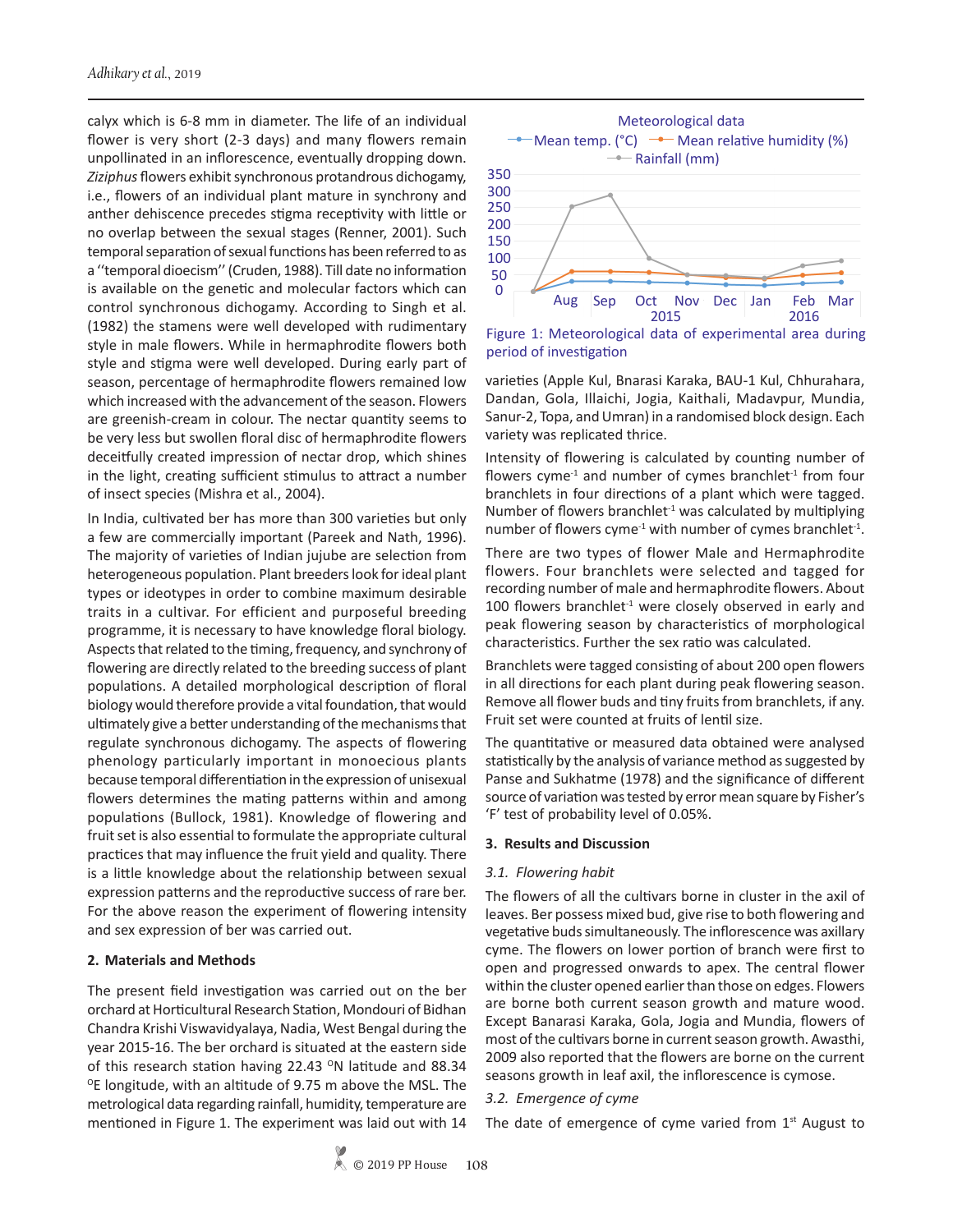calyx which is 6-8 mm in diameter. The life of an individual flower is very short (2-3 days) and many flowers remain unpollinated in an inflorescence, eventually dropping down. *Ziziphus* flowers exhibit synchronous protandrous dichogamy, i.e., flowers of an individual plant mature in synchrony and anther dehiscence precedes stigma receptivity with little or no overlap between the sexual stages (Renner, 2001). Such temporal separation of sexual functions has been referred to as a ''temporal dioecism'' (Cruden, 1988). Till date no information is available on the genetic and molecular factors which can control synchronous dichogamy. According to Singh et al. (1982) the stamens were well developed with rudimentary style in male flowers. While in hermaphrodite flowers both style and stigma were well developed. During early part of season, percentage of hermaphrodite flowers remained low which increased with the advancement of the season. Flowers are greenish-cream in colour. The nectar quantity seems to be very less but swollen floral disc of hermaphrodite flowers deceitfully created impression of nectar drop, which shines in the light, creating sufficient stimulus to attract a number of insect species (Mishra et al., 2004).

In India, cultivated ber has more than 300 varieties but only a few are commercially important (Pareek and Nath, 1996). The majority of varieties of Indian jujube are selection from heterogeneous population. Plant breeders look for ideal plant types or ideotypes in order to combine maximum desirable traits in a cultivar. For efficient and purposeful breeding programme, it is necessary to have knowledge floral biology. Aspects that related to the timing, frequency, and synchrony of flowering are directly related to the breeding success of plant populations. A detailed morphological description of floral biology would therefore provide a vital foundation, that would ultimately give a better understanding of the mechanisms that regulate synchronous dichogamy. The aspects of flowering phenology particularly important in monoecious plants because temporal differentiation in the expression of unisexual flowers determines the mating patterns within and among populations (Bullock, 1981). Knowledge of flowering and fruit set is also essential to formulate the appropriate cultural practices that may influence the fruit yield and quality. There is a little knowledge about the relationship between sexual expression patterns and the reproductive success of rare ber. For the above reason the experiment of flowering intensity and sex expression of ber was carried out.

## 2. Materials and Methods

The present field investigation was carried out on the ber orchard at Horticultural Research Station, Mondouri of Bidhan Chandra Krishi Viswavidyalaya, Nadia, West Bengal during the year 2015-16. The ber orchard is situated at the eastern side of this research station having 22.43 $^{O}$N latitude and 88.34 $^{O}$E longitude, with an altitude of 9.75 m above the MSL. The metrological data regarding rainfall, humidity, temperature are mentioned in Figure 1. The experiment was laid out with 14 varieties (Apple Kul, Bnarasi Karaka, BAU-1 Kul, Chhurahara, Dandan, Gola, Illaichi, Jogia, Kaithali, Madavpur, Mundia, Sanur-2, Topa, and Umran) in a randomised block design. Each variety was replicated thrice.

Meteorological data

Mean temp. (°C) — Mean relative humidity (%) — Rainfall (mm)

Figure 1: Meteorological data of experimental area during period of investigation

Intensity of flowering is calculated by counting number of flowers cyme$^{-1}$ and number of cymes branchlet$^{-1}$ from four branchlets in four directions of a plant which were tagged. Number of flowers branchlet$^{-1}$ was calculated by multiplying number of flowers cyme$^{-1}$ with number of cymes branchlet$^{-1}$.

There are two types of flower Male and Hermaphrodite flowers. Four branchlets were selected and tagged for recording number of male and hermaphrodite flowers. About 100 flowers branchlet$^{-1}$ were closely observed in early and peak flowering season by characteristics of morphological characteristics. Further the sex ratio was calculated.

Branchlets were tagged consisting of about 200 open flowers in all directions for each plant during peak flowering season. Remove all flower buds and tiny fruits from branchlets, if any. Fruit set were counted at fruits of lentil size.

The quantitative or measured data obtained were analysed statistically by the analysis of variance method as suggested by Panse and Sukhatme (1978) and the significance of different source of variation was tested by error mean square by Fisher's 'F' test of probability level of 0.05%.

## 3. Results and Discussion

### *3.1. Flowering habit*

The flowers of all the cultivars borne in cluster in the axil of leaves. Ber possess mixed bud, give rise to both flowering and vegetative buds simultaneously. The inflorescence was axillary cyme. The flowers on lower portion of branch were first to open and progressed onwards to apex. The central flower within the cluster opened earlier than those on edges. Flowers are borne both current season growth and mature wood. Except Banarasi Karaka, Gola, Jogia and Mundia, flowers of most of the cultivars borne in current season growth. Awasthi, 2009 also reported that the flowers are borne on the current seasons growth in leaf axil, the inflorescence is cymose.

### *3.2. Emergence of cyme*

The date of emergence of cyme varied from 1$^{st}$ August to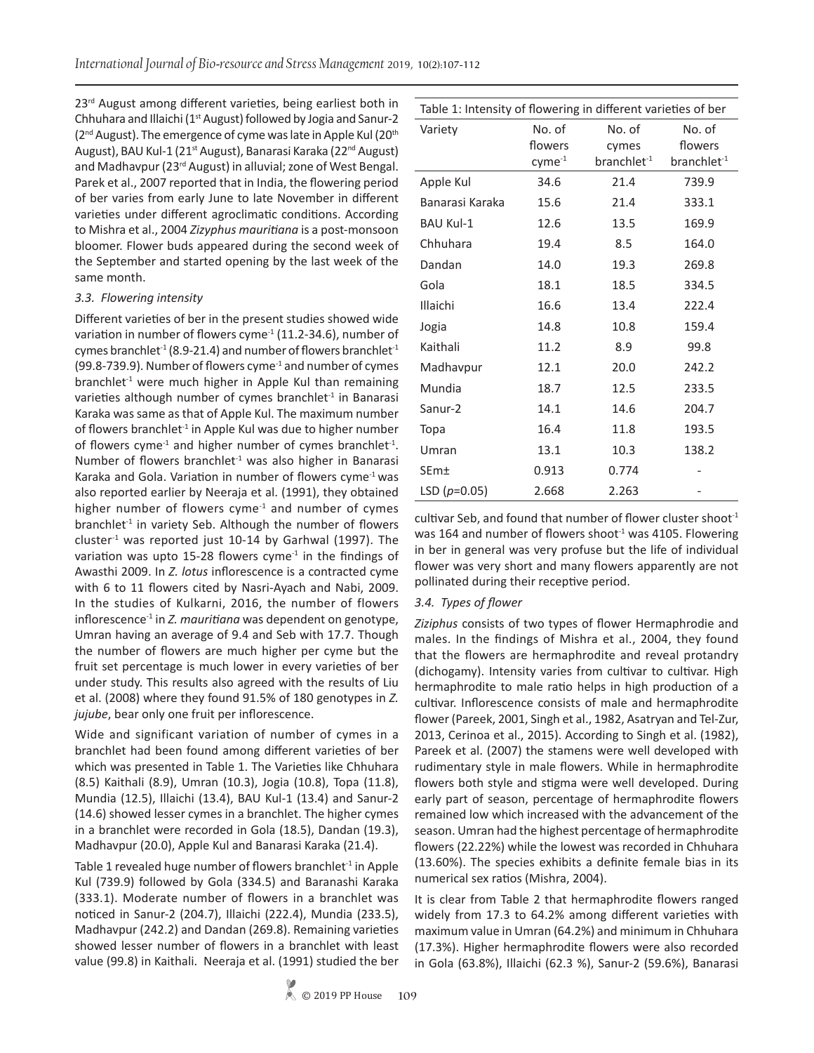23rd August among different varieties, being earliest both in Chhuhara and Illaichi (1st August) followed by Jogia and Sanur-2 (2nd August). The emergence of cyme was late in Apple Kul (20th August), BAU Kul-1 (21st August), Banarasi Karaka (22nd August) and Madhavpur (23rd August) in alluvial; zone of West Bengal. Parek et al., 2007 reported that in India, the flowering period of ber varies from early June to late November in different varieties under different agroclimatic conditions. According to Mishra et al., 2004 *Zizyphus mauritiana* is a post-monsoon bloomer. Flower buds appeared during the second week of the September and started opening by the last week of the same month.

### *3.3. Flowering intensity*

Different varieties of ber in the present studies showed wide variation in number of flowers cyme$^{-1}$ (11.2-34.6), number of cymes branchlet$^{-1}$ (8.9-21.4) and number of flowers branchlet$^{-1}$ (99.8-739.9). Number of flowers cyme$^{-1}$ and number of cymes branchlet$^{-1}$ were much higher in Apple Kul than remaining varieties although number of cymes branchlet$^{-1}$ in Banarasi Karaka was same as that of Apple Kul. The maximum number of flowers branchlet$^{-1}$ in Apple Kul was due to higher number of flowers cyme$^{-1}$ and higher number of cymes branchlet$^{-1}$. Number of flowers branchlet$^{-1}$ was also higher in Banarasi Karaka and Gola. Variation in number of flowers cyme$^{-1}$ was also reported earlier by Neeraja et al. (1991), they obtained higher number of flowers cyme$^{-1}$ and number of cymes branchlet$^{-1}$ in variety Seb. Although the number of flowers cluster$^{-1}$ was reported just 10-14 by Garhwal (1997). The variation was upto 15-28 flowers cyme$^{-1}$ in the findings of Awasthi 2009. In *Z. lotus* inflorescence is a contracted cyme with 6 to 11 flowers cited by Nasri-Ayach and Nabi, 2009. In the studies of Kulkarni, 2016, the number of flowers inflorescence$^{-1}$ in *Z. mauritiana* was dependent on genotype, Umran having an average of 9.4 and Seb with 17.7. Though the number of flowers are much higher per cyme but the fruit set percentage is much lower in every varieties of ber under study. This results also agreed with the results of Liu et al. (2008) where they found 91.5% of 180 genotypes in *Z. jujube*, bear only one fruit per inflorescence.

Wide and significant variation of number of cymes in a branchlet had been found among different varieties of ber which was presented in Table 1. The Varieties like Chhuhara (8.5) Kaithali (8.9), Umran (10.3), Jogia (10.8), Topa (11.8), Mundia (12.5), Illaichi (13.4), BAU Kul-1 (13.4) and Sanur-2 (14.6) showed lesser cymes in a branchlet. The higher cymes in a branchlet were recorded in Gola (18.5), Dandan (19.3), Madhavpur (20.0), Apple Kul and Banarasi Karaka (21.4).

Table 1 revealed huge number of flowers branchlet$^{-1}$ in Apple Kul (739.9) followed by Gola (334.5) and Baranashi Karaka (333.1). Moderate number of flowers in a branchlet was noticed in Sanur-2 (204.7), Illaichi (222.4), Mundia (233.5), Madhavpur (242.2) and Dandan (269.8). Remaining varieties showed lesser number of flowers in a branchlet with least value (99.8) in Kaithali. Neeraja et al. (1991) studied the ber cultivar Seb, and found that number of flower cluster shoot$^{-1}$ was 164 and number of flowers shoot$^{-1}$ was 4105. Flowering in ber in general was very profuse but the life of individual flower was very short and many flowers apparently are not pollinated during their receptive period.

Table 1: Intensity of flowering in different varieties of ber

| Variety | No. of flowers cyme$^{-1}$ | No. of cymes branchlet$^{-1}$ | No. of flowers branchlet$^{-1}$ |
|---|---|---|---|
| Apple Kul | 34.6 | 21.4 | 739.9 |
| Banarasi Karaka | 15.6 | 21.4 | 333.1 |
| BAU Kul-1 | 12.6 | 13.5 | 169.9 |
| Chhuhara | 19.4 | 8.5 | 164.0 |
| Dandan | 14.0 | 19.3 | 269.8 |
| Gola | 18.1 | 18.5 | 334.5 |
| Illaichi | 16.6 | 13.4 | 222.4 |
| Jogia | 14.8 | 10.8 | 159.4 |
| Kaithali | 11.2 | 8.9 | 99.8 |
| Madhavpur | 12.1 | 20.0 | 242.2 |
| Mundia | 18.7 | 12.5 | 233.5 |
| Sanur-2 | 14.1 | 14.6 | 204.7 |
| Topa | 16.4 | 11.8 | 193.5 |
| Umran | 13.1 | 10.3 | 138.2 |
| SEm± | 0.913 | 0.774 | - |
| LSD ($p$=0.05) | 2.668 | 2.263 | - |

### *3.4. Types of flower*

*Ziziphus* consists of two types of flower Hermaphrodie and males. In the findings of Mishra et al., 2004, they found that the flowers are hermaphrodite and reveal protandry (dichogamy). Intensity varies from cultivar to cultivar. High hermaphrodite to male ratio helps in high production of a cultivar. Inflorescence consists of male and hermaphrodite flower (Pareek, 2001, Singh et al., 1982, Asatryan and Tel-Zur, 2013, Cerinoa et al., 2015). According to Singh et al. (1982), Pareek et al. (2007) the stamens were well developed with rudimentary style in male flowers. While in hermaphrodite flowers both style and stigma were well developed. During early part of season, percentage of hermaphrodite flowers remained low which increased with the advancement of the season. Umran had the highest percentage of hermaphrodite flowers (22.22%) while the lowest was recorded in Chhuhara (13.60%). The species exhibits a definite female bias in its numerical sex ratios (Mishra, 2004).

It is clear from Table 2 that hermaphrodite flowers ranged widely from 17.3 to 64.2% among different varieties with maximum value in Umran (64.2%) and minimum in Chhuhara (17.3%). Higher hermaphrodite flowers were also recorded in Gola (63.8%), Illaichi (62.3 %), Sanur-2 (59.6%), Banarasi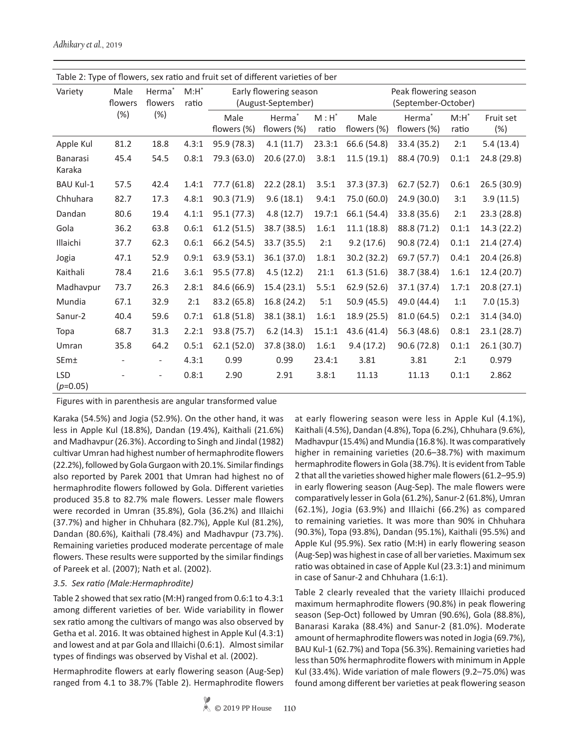Table 2: Type of flowers, sex ratio and fruit set of different varieties of ber

| Variety | Male flowers (%) | Herma* flowers (%) | M:H* ratio | Early flowering season (August-September) | | | Peak flowering season (September-October) | | | |
|---|---|---|---|---|---|---|---|---|---|---|
| | | | | Male flowers (%) | Herma* flowers (%) | M : H* ratio | Male flowers (%) | Herma* flowers (%) | M:H* ratio | Fruit set (%) |
| Apple Kul | 81.2 | 18.8 | 4.3:1 | 95.9 (78.3) | 4.1 (11.7) | 23.3:1 | 66.6 (54.8) | 33.4 (35.2) | 2:1 | 5.4 (13.4) |
| Banarasi Karaka | 45.4 | 54.5 | 0.8:1 | 79.3 (63.0) | 20.6 (27.0) | 3.8:1 | 11.5 (19.1) | 88.4 (70.9) | 0.1:1 | 24.8 (29.8) |
| BAU Kul-1 | 57.5 | 42.4 | 1.4:1 | 77.7 (61.8) | 22.2 (28.1) | 3.5:1 | 37.3 (37.3) | 62.7 (52.7) | 0.6:1 | 26.5 (30.9) |
| Chhuhara | 82.7 | 17.3 | 4.8:1 | 90.3 (71.9) | 9.6 (18.1) | 9.4:1 | 75.0 (60.0) | 24.9 (30.0) | 3:1 | 3.9 (11.5) |
| Dandan | 80.6 | 19.4 | 4.1:1 | 95.1 (77.3) | 4.8 (12.7) | 19.7:1 | 66.1 (54.4) | 33.8 (35.6) | 2:1 | 23.3 (28.8) |
| Gola | 36.2 | 63.8 | 0.6:1 | 61.2 (51.5) | 38.7 (38.5) | 1.6:1 | 11.1 (18.8) | 88.8 (71.2) | 0.1:1 | 14.3 (22.2) |
| Illaichi | 37.7 | 62.3 | 0.6:1 | 66.2 (54.5) | 33.7 (35.5) | 2:1 | 9.2 (17.6) | 90.8 (72.4) | 0.1:1 | 21.4 (27.4) |
| Jogia | 47.1 | 52.9 | 0.9:1 | 63.9 (53.1) | 36.1 (37.0) | 1.8:1 | 30.2 (32.2) | 69.7 (57.7) | 0.4:1 | 20.4 (26.8) |
| Kaithali | 78.4 | 21.6 | 3.6:1 | 95.5 (77.8) | 4.5 (12.2) | 21:1 | 61.3 (51.6) | 38.7 (38.4) | 1.6:1 | 12.4 (20.7) |
| Madhavpur | 73.7 | 26.3 | 2.8:1 | 84.6 (66.9) | 15.4 (23.1) | 5.5:1 | 62.9 (52.6) | 37.1 (37.4) | 1.7:1 | 20.8 (27.1) |
| Mundia | 67.1 | 32.9 | 2:1 | 83.2 (65.8) | 16.8 (24.2) | 5:1 | 50.9 (45.5) | 49.0 (44.4) | 1:1 | 7.0 (15.3) |
| Sanur-2 | 40.4 | 59.6 | 0.7:1 | 61.8 (51.8) | 38.1 (38.1) | 1.6:1 | 18.9 (25.5) | 81.0 (64.5) | 0.2:1 | 31.4 (34.0) |
| Topa | 68.7 | 31.3 | 2.2:1 | 93.8 (75.7) | 6.2 (14.3) | 15.1:1 | 43.6 (41.4) | 56.3 (48.6) | 0.8:1 | 23.1 (28.7) |
| Umran | 35.8 | 64.2 | 0.5:1 | 62.1 (52.0) | 37.8 (38.0) | 1.6:1 | 9.4 (17.2) | 90.6 (72.8) | 0.1:1 | 26.1 (30.7) |
| SEm± | - | - | 4.3:1 | 0.99 | 0.99 | 23.4:1 | 3.81 | 3.81 | 2:1 | 0.979 |
| LSD ($p$=0.05) | - | - | 0.8:1 | 2.90 | 2.91 | 3.8:1 | 11.13 | 11.13 | 0.1:1 | 2.862 |

Figures with in parenthesis are angular transformed value

Karaka (54.5%) and Jogia (52.9%). On the other hand, it was less in Apple Kul (18.8%), Dandan (19.4%), Kaithali (21.6%) and Madhavpur (26.3%). According to Singh and Jindal (1982) cultivar Umran had highest number of hermaphrodite flowers (22.2%), followed by Gola Gurgaon with 20.1%. Similar findings also reported by Parek 2001 that Umran had highest no of hermaphrodite flowers followed by Gola. Different varieties produced 35.8 to 82.7% male flowers. Lesser male flowers were recorded in Umran (35.8%), Gola (36.2%) and Illaichi (37.7%) and higher in Chhuhara (82.7%), Apple Kul (81.2%), Dandan (80.6%), Kaithali (78.4%) and Madhavpur (73.7%). Remaining varieties produced moderate percentage of male flowers. These results were supported by the similar findings of Pareek et al. (2007); Nath et al. (2002).

### *3.5. Sex ratio (Male:Hermaphrodite)*

Table 2 showed that sex ratio (M:H) ranged from 0.6:1 to 4.3:1 among different varieties of ber. Wide variability in flower sex ratio among the cultivars of mango was also observed by Getha et al. 2016. It was obtained highest in Apple Kul (4.3:1) and lowest and at par Gola and Illaichi (0.6:1). Almost similar types of findings was observed by Vishal et al. (2002).

Hermaphrodite flowers at early flowering season (Aug-Sep) ranged from 4.1 to 38.7% (Table 2). Hermaphrodite flowers at early flowering season were less in Apple Kul (4.1%), Kaithali (4.5%), Dandan (4.8%), Topa (6.2%), Chhuhara (9.6%), Madhavpur (15.4%) and Mundia (16.8 %). It was comparatively higher in remaining varieties (20.6–38.7%) with maximum hermaphrodite flowers in Gola (38.7%). It is evident from Table 2 that all the varieties showed higher male flowers (61.2–95.9) in early flowering season (Aug-Sep). The male flowers were comparatively lesser in Gola (61.2%), Sanur-2 (61.8%), Umran (62.1%), Jogia (63.9%) and Illaichi (66.2%) as compared to remaining varieties. It was more than 90% in Chhuhara (90.3%), Topa (93.8%), Dandan (95.1%), Kaithali (95.5%) and Apple Kul (95.9%). Sex ratio (M:H) in early flowering season (Aug-Sep) was highest in case of all ber varieties. Maximum sex ratio was obtained in case of Apple Kul (23.3:1) and minimum in case of Sanur-2 and Chhuhara (1.6:1).

Table 2 clearly revealed that the variety Illaichi produced maximum hermaphrodite flowers (90.8%) in peak flowering season (Sep-Oct) followed by Umran (90.6%), Gola (88.8%), Banarasi Karaka (88.4%) and Sanur-2 (81.0%). Moderate amount of hermaphrodite flowers was noted in Jogia (69.7%), BAU Kul-1 (62.7%) and Topa (56.3%). Remaining varieties had less than 50% hermaphrodite flowers with minimum in Apple Kul (33.4%). Wide variation of male flowers (9.2–75.0%) was found among different ber varieties at peak flowering season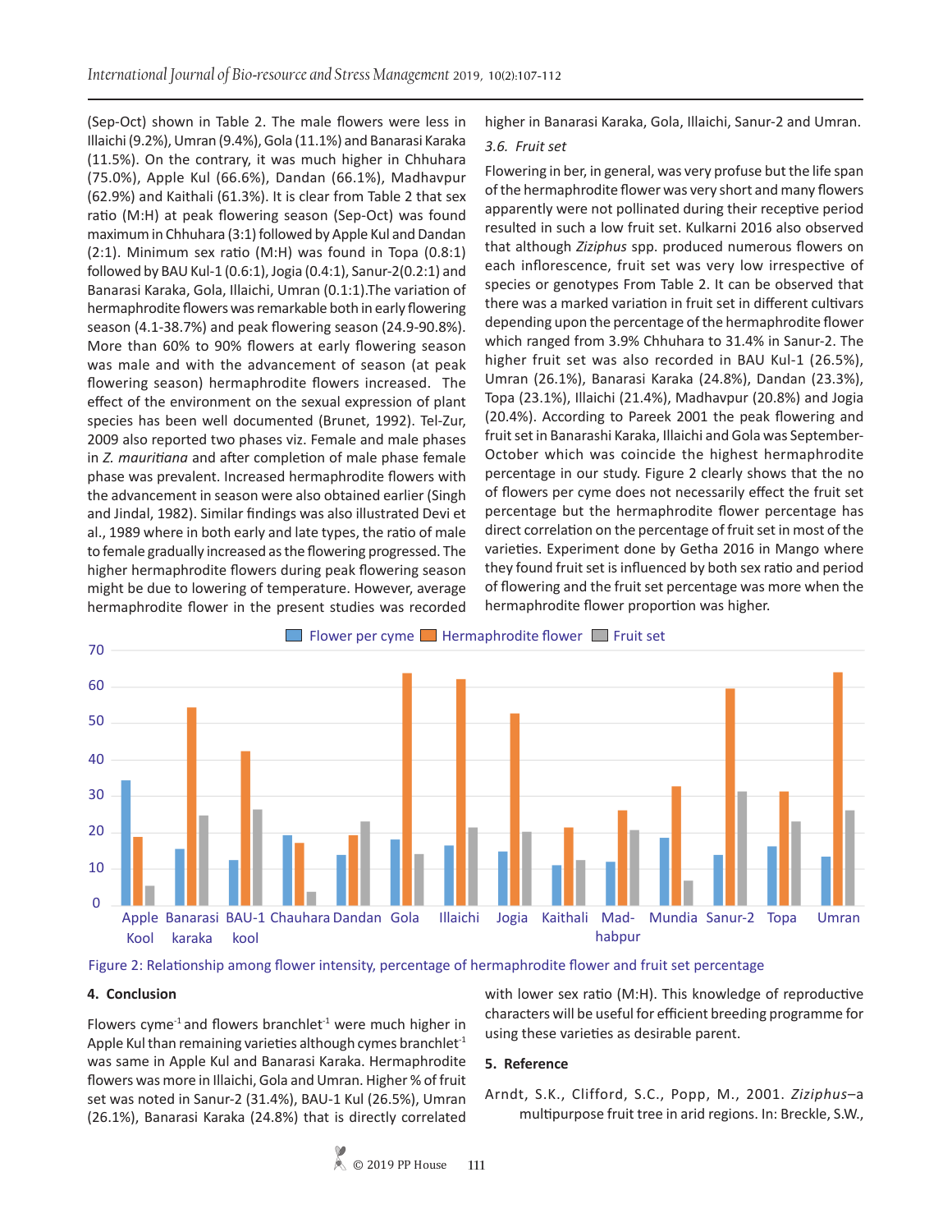(Sep-Oct) shown in Table 2. The male flowers were less in Illaichi (9.2%), Umran (9.4%), Gola (11.1%) and Banarasi Karaka (11.5%). On the contrary, it was much higher in Chhuhara (75.0%), Apple Kul (66.6%), Dandan (66.1%), Madhavpur (62.9%) and Kaithali (61.3%). It is clear from Table 2 that sex ratio (M:H) at peak flowering season (Sep-Oct) was found maximum in Chhuhara (3:1) followed by Apple Kul and Dandan (2:1). Minimum sex ratio (M:H) was found in Topa (0.8:1) followed by BAU Kul-1 (0.6:1), Jogia (0.4:1), Sanur-2(0.2:1) and Banarasi Karaka, Gola, Illaichi, Umran (0.1:1).The variation of hermaphrodite flowers was remarkable both in early flowering season (4.1-38.7%) and peak flowering season (24.9-90.8%). More than 60% to 90% flowers at early flowering season was male and with the advancement of season (at peak flowering season) hermaphrodite flowers increased. The effect of the environment on the sexual expression of plant species has been well documented (Brunet, 1992). Tel-Zur, 2009 also reported two phases viz. Female and male phases in *Z. mauritiana* and after completion of male phase female phase was prevalent. Increased hermaphrodite flowers with the advancement in season were also obtained earlier (Singh and Jindal, 1982). Similar findings was also illustrated Devi et al., 1989 where in both early and late types, the ratio of male to female gradually increased as the flowering progressed. The higher hermaphrodite flowers during peak flowering season might be due to lowering of temperature. However, average hermaphrodite flower in the present studies was recorded higher in Banarasi Karaka, Gola, Illaichi, Sanur-2 and Umran.

### 3.6. *Fruit set*

Flowering in ber, in general, was very profuse but the life span of the hermaphrodite flower was very short and many flowers apparently were not pollinated during their receptive period resulted in such a low fruit set. Kulkarni 2016 also observed that although *Ziziphus* spp. produced numerous flowers on each inflorescence, fruit set was very low irrespective of species or genotypes From Table 2. It can be observed that there was a marked variation in fruit set in different cultivars depending upon the percentage of the hermaphrodite flower which ranged from 3.9% Chhuhara to 31.4% in Sanur-2. The higher fruit set was also recorded in BAU Kul-1 (26.5%), Umran (26.1%), Banarasi Karaka (24.8%), Dandan (23.3%), Topa (23.1%), Illaichi (21.4%), Madhavpur (20.8%) and Jogia (20.4%). According to Pareek 2001 the peak flowering and fruit set in Banarashi Karaka, Illaichi and Gola was September-October which was coincide the highest hermaphrodite percentage in our study. Figure 2 clearly shows that the no of flowers per cyme does not necessarily effect the fruit set percentage but the hermaphrodite flower percentage has direct correlation on the percentage of fruit set in most of the varieties. Experiment done by Getha 2016 in Mango where they found fruit set is influenced by both sex ratio and period of flowering and the fruit set percentage was more when the hermaphrodite flower proportion was higher.

Figure 2: Relationship among flower intensity, percentage of hermaphrodite flower and fruit set percentage

## 4. Conclusion

Flowers cyme[-1] and flowers branchlet[-1] were much higher in Apple Kul than remaining varieties although cymes branchlet[-1] was same in Apple Kul and Banarasi Karaka. Hermaphrodite flowers was more in Illaichi, Gola and Umran. Higher % of fruit set was noted in Sanur-2 (31.4%), BAU-1 Kul (26.5%), Umran (26.1%), Banarasi Karaka (24.8%) that is directly correlated with lower sex ratio (M:H). This knowledge of reproductive characters will be useful for efficient breeding programme for using these varieties as desirable parent.

## 5. Reference

Arndt, S.K., Clifford, S.C., Popp, M., 2001. *Ziziphus*–a multipurpose fruit tree in arid regions. In: Breckle, S.W.,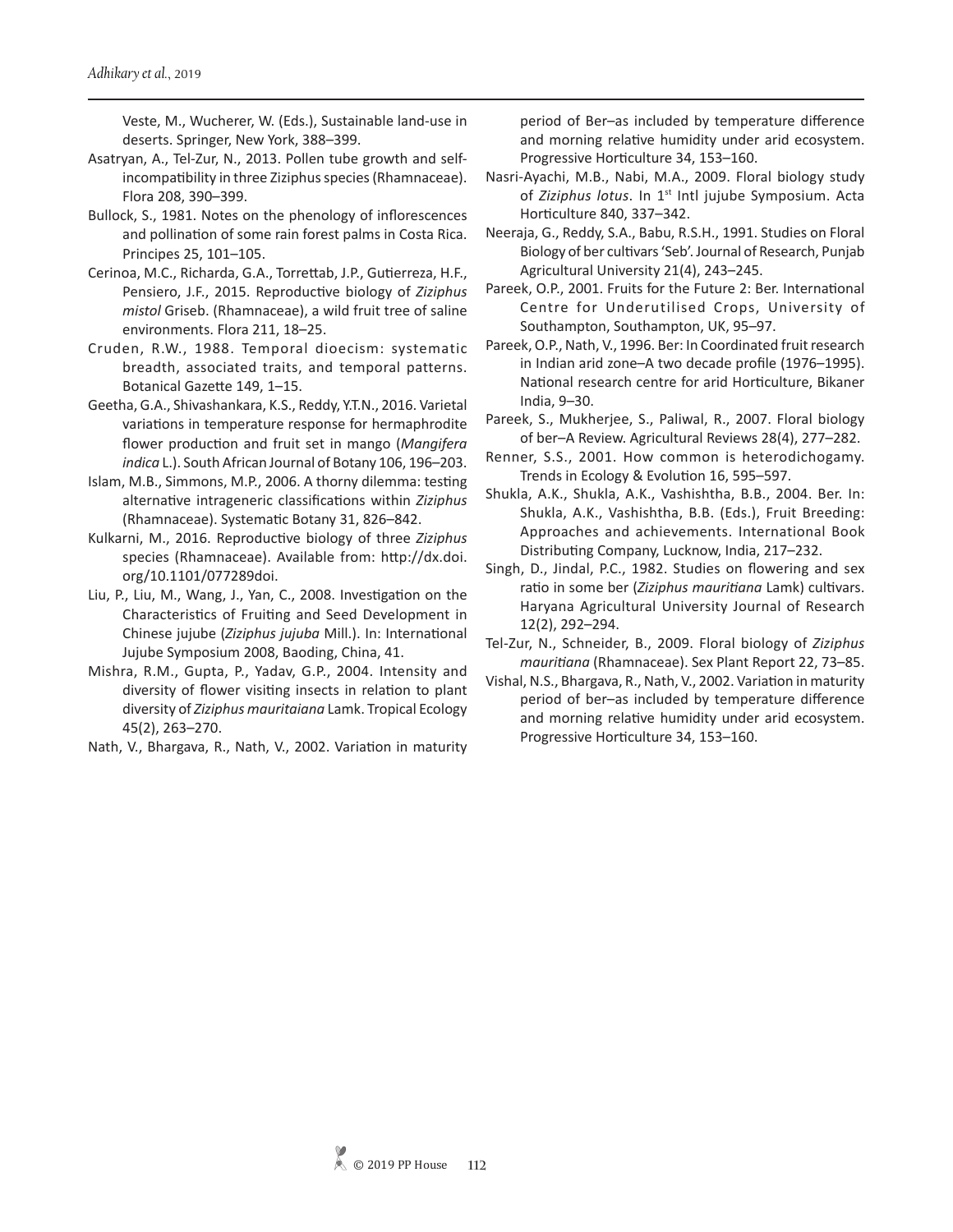Veste, M., Wucherer, W. (Eds.), Sustainable land-use in deserts. Springer, New York, 388–399.

Asatryan, A., Tel-Zur, N., 2013. Pollen tube growth and self-incompatibility in three Ziziphus species (Rhamnaceae). Flora 208, 390–399.

Bullock, S., 1981. Notes on the phenology of inflorescences and pollination of some rain forest palms in Costa Rica. Principes 25, 101–105.

Cerinoa, M.C., Richarda, G.A., Torrettab, J.P., Gutierreza, H.F., Pensiero, J.F., 2015. Reproductive biology of *Ziziphus mistol* Griseb. (Rhamnaceae), a wild fruit tree of saline environments. Flora 211, 18–25.

Cruden, R.W., 1988. Temporal dioecism: systematic breadth, associated traits, and temporal patterns. Botanical Gazette 149, 1–15.

Geetha, G.A., Shivashankara, K.S., Reddy, Y.T.N., 2016. Varietal variations in temperature response for hermaphrodite flower production and fruit set in mango (*Mangifera indica* L.). South African Journal of Botany 106, 196–203.

Islam, M.B., Simmons, M.P., 2006. A thorny dilemma: testing alternative intrageneric classifications within *Ziziphus* (Rhamnaceae). Systematic Botany 31, 826–842.

Kulkarni, M., 2016. Reproductive biology of three *Ziziphus* species (Rhamnaceae). Available from: http://dx.doi.org/10.1101/077289doi.

Liu, P., Liu, M., Wang, J., Yan, C., 2008. Investigation on the Characteristics of Fruiting and Seed Development in Chinese jujube (*Ziziphus jujuba* Mill.). In: International Jujube Symposium 2008, Baoding, China, 41.

Mishra, R.M., Gupta, P., Yadav, G.P., 2004. Intensity and diversity of flower visiting insects in relation to plant diversity of *Ziziphus mauritaiana* Lamk. Tropical Ecology 45(2), 263–270.

Nath, V., Bhargava, R., Nath, V., 2002. Variation in maturity period of Ber–as included by temperature difference and morning relative humidity under arid ecosystem. Progressive Horticulture 34, 153–160.

Nasri-Ayachi, M.B., Nabi, M.A., 2009. Floral biology study of *Ziziphus lotus*. In 1st Intl jujube Symposium. Acta Horticulture 840, 337–342.

Neeraja, G., Reddy, S.A., Babu, R.S.H., 1991. Studies on Floral Biology of ber cultivars 'Seb'. Journal of Research, Punjab Agricultural University 21(4), 243–245.

Pareek, O.P., 2001. Fruits for the Future 2: Ber. International Centre for Underutilised Crops, University of Southampton, Southampton, UK, 95–97.

Pareek, O.P., Nath, V., 1996. Ber: In Coordinated fruit research in Indian arid zone–A two decade profile (1976–1995). National research centre for arid Horticulture, Bikaner India, 9–30.

Pareek, S., Mukherjee, S., Paliwal, R., 2007. Floral biology of ber–A Review. Agricultural Reviews 28(4), 277–282.

Renner, S.S., 2001. How common is heterodichogamy. Trends in Ecology & Evolution 16, 595–597.

Shukla, A.K., Shukla, A.K., Vashishtha, B.B., 2004. Ber. In: Shukla, A.K., Vashishtha, B.B. (Eds.), Fruit Breeding: Approaches and achievements. International Book Distributing Company, Lucknow, India, 217–232.

Singh, D., Jindal, P.C., 1982. Studies on flowering and sex ratio in some ber (*Ziziphus mauritiana* Lamk) cultivars. Haryana Agricultural University Journal of Research 12(2), 292–294.

Tel-Zur, N., Schneider, B., 2009. Floral biology of *Ziziphus mauritiana* (Rhamnaceae). Sex Plant Report 22, 73–85.

Vishal, N.S., Bhargava, R., Nath, V., 2002. Variation in maturity period of ber–as included by temperature difference and morning relative humidity under arid ecosystem. Progressive Horticulture 34, 153–160.